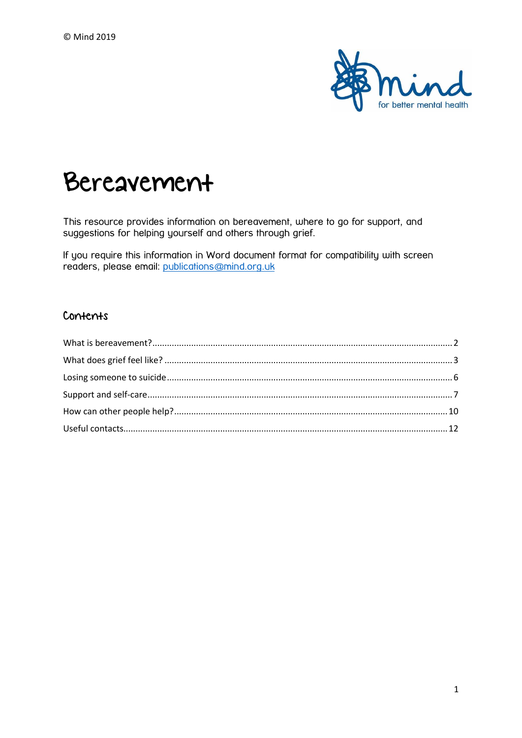© Mind 2019

# Bereavement

This resource provides information on bereavement, where to go for support, and suggestions for helping yourself and others through grief.

If you require this information in Word document format for compatibility with screen readers, please email: publications@mind.org.uk

## Contents

What is bereavement? ........ 2
What does grief feel like? ........ 3
Losing someone to suicide ........ 6
Support and self-care ........ 7
How can other people help? ........ 10
Useful contacts ........ 12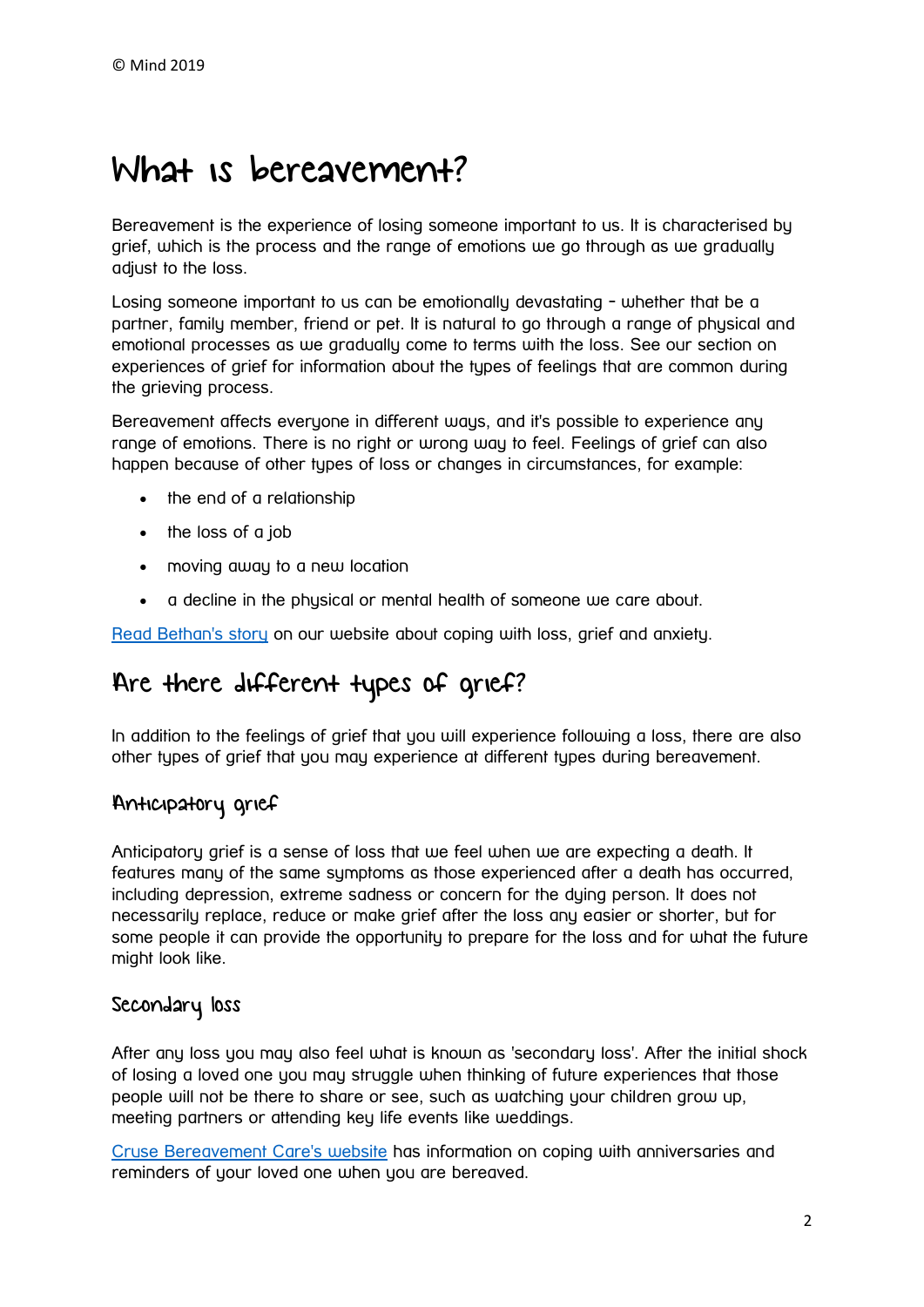© Mind 2019

# What is bereavement?

Bereavement is the experience of losing someone important to us. It is characterised by grief, which is the process and the range of emotions we go through as we gradually adjust to the loss.

Losing someone important to us can be emotionally devastating - whether that be a partner, family member, friend or pet. It is natural to go through a range of physical and emotional processes as we gradually come to terms with the loss. See our section on experiences of grief for information about the types of feelings that are common during the grieving process.

Bereavement affects everyone in different ways, and it's possible to experience any range of emotions. There is no right or wrong way to feel. Feelings of grief can also happen because of other types of loss or changes in circumstances, for example:

- the end of a relationship
- the loss of a job
- moving away to a new location
- a decline in the physical or mental health of someone we care about.

[Read Bethan's story] on our website about coping with loss, grief and anxiety.

## Are there different types of grief?

In addition to the feelings of grief that you will experience following a loss, there are also other types of grief that you may experience at different types during bereavement.

### Anticipatory grief

Anticipatory grief is a sense of loss that we feel when we are expecting a death. It features many of the same symptoms as those experienced after a death has occurred, including depression, extreme sadness or concern for the dying person. It does not necessarily replace, reduce or make grief after the loss any easier or shorter, but for some people it can provide the opportunity to prepare for the loss and for what the future might look like.

### Secondary loss

After any loss you may also feel what is known as 'secondary loss'. After the initial shock of losing a loved one you may struggle when thinking of future experiences that those people will not be there to share or see, such as watching your children grow up, meeting partners or attending key life events like weddings.

[Cruse Bereavement Care's website] has information on coping with anniversaries and reminders of your loved one when you are bereaved.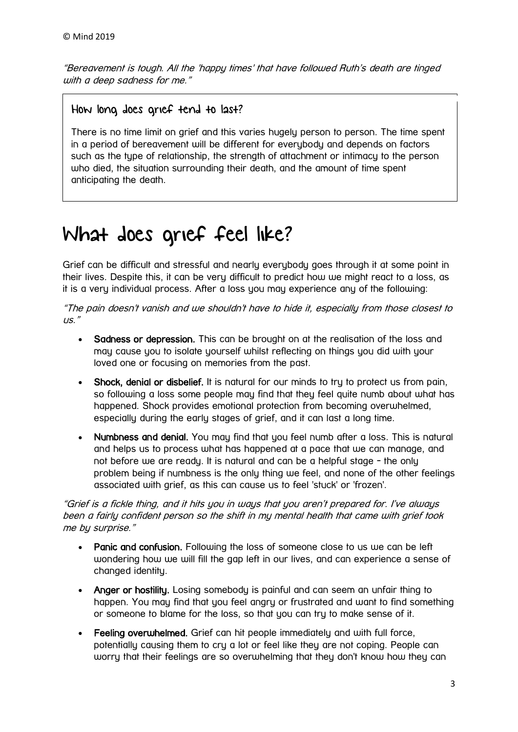© Mind 2019

*"Bereavement is tough. All the 'happy times' that have followed Ruth's death are tinged with a deep sadness for me."*

### How long does grief tend to last?

There is no time limit on grief and this varies hugely person to person. The time spent in a period of bereavement will be different for everybody and depends on factors such as the type of relationship, the strength of attachment or intimacy to the person who died, the situation surrounding their death, and the amount of time spent anticipating the death.

# What does grief feel like?

Grief can be difficult and stressful and nearly everybody goes through it at some point in their lives. Despite this, it can be very difficult to predict how we might react to a loss, as it is a very individual process. After a loss you may experience any of the following:

*"The pain doesn't vanish and we shouldn't have to hide it, especially from those closest to us."*

- **Sadness or depression.** This can be brought on at the realisation of the loss and may cause you to isolate yourself whilst reflecting on things you did with your loved one or focusing on memories from the past.
- **Shock, denial or disbelief.** It is natural for our minds to try to protect us from pain, so following a loss some people may find that they feel quite numb about what has happened. Shock provides emotional protection from becoming overwhelmed, especially during the early stages of grief, and it can last a long time.
- **Numbness and denial.** You may find that you feel numb after a loss. This is natural and helps us to process what has happened at a pace that we can manage, and not before we are ready. It is natural and can be a helpful stage – the only problem being if numbness is the only thing we feel, and none of the other feelings associated with grief, as this can cause us to feel 'stuck' or 'frozen'.

*"Grief is a fickle thing, and it hits you in ways that you aren't prepared for. I've always been a fairly confident person so the shift in my mental health that came with grief took me by surprise."*

- **Panic and confusion.** Following the loss of someone close to us we can be left wondering how we will fill the gap left in our lives, and can experience a sense of changed identity.
- **Anger or hostility.** Losing somebody is painful and can seem an unfair thing to happen. You may find that you feel angry or frustrated and want to find something or someone to blame for the loss, so that you can try to make sense of it.
- **Feeling overwhelmed.** Grief can hit people immediately and with full force, potentially causing them to cry a lot or feel like they are not coping. People can worry that their feelings are so overwhelming that they don't know how they can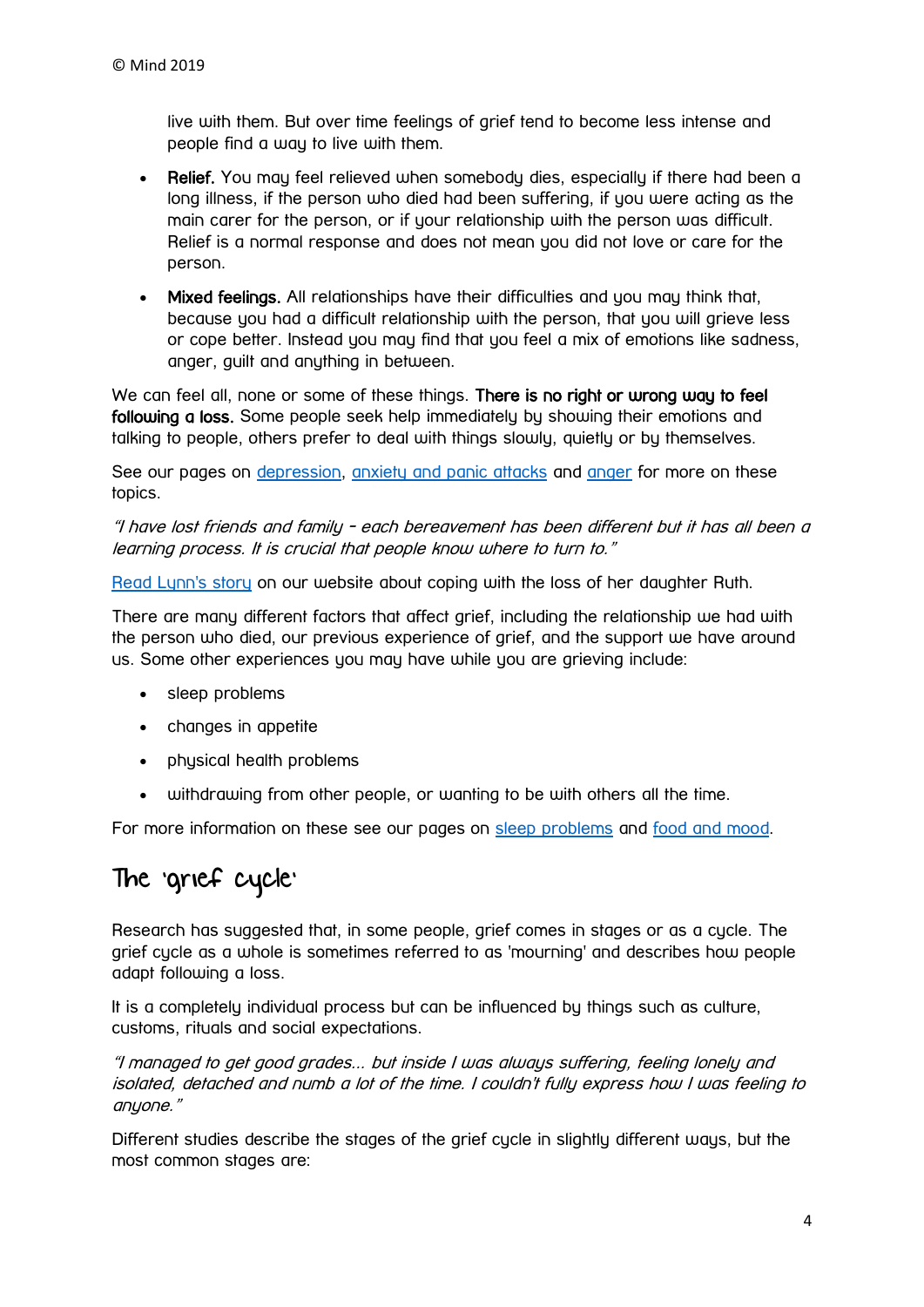live with them. But over time feelings of grief tend to become less intense and people find a way to live with them.

- **Relief.** You may feel relieved when somebody dies, especially if there had been a long illness, if the person who died had been suffering, if you were acting as the main carer for the person, or if your relationship with the person was difficult. Relief is a normal response and does not mean you did not love or care for the person.
- **Mixed feelings.** All relationships have their difficulties and you may think that, because you had a difficult relationship with the person, that you will grieve less or cope better. Instead you may find that you feel a mix of emotions like sadness, anger, guilt and anything in between.

We can feel all, none or some of these things. **There is no right or wrong way to feel following a loss.** Some people seek help immediately by showing their emotions and talking to people, others prefer to deal with things slowly, quietly or by themselves.

See our pages on depression, anxiety and panic attacks and anger for more on these topics.

*"I have lost friends and family - each bereavement has been different but it has all been a learning process. It is crucial that people know where to turn to."*

Read Lynn's story on our website about coping with the loss of her daughter Ruth.

There are many different factors that affect grief, including the relationship we had with the person who died, our previous experience of grief, and the support we have around us. Some other experiences you may have while you are grieving include:

- sleep problems
- changes in appetite
- physical health problems
- withdrawing from other people, or wanting to be with others all the time.

For more information on these see our pages on sleep problems and food and mood.

## The 'grief cycle'

Research has suggested that, in some people, grief comes in stages or as a cycle. The grief cycle as a whole is sometimes referred to as 'mourning' and describes how people adapt following a loss.

It is a completely individual process but can be influenced by things such as culture, customs, rituals and social expectations.

*"I managed to get good grades... but inside I was always suffering, feeling lonely and isolated, detached and numb a lot of the time. I couldn't fully express how I was feeling to anyone."*

Different studies describe the stages of the grief cycle in slightly different ways, but the most common stages are: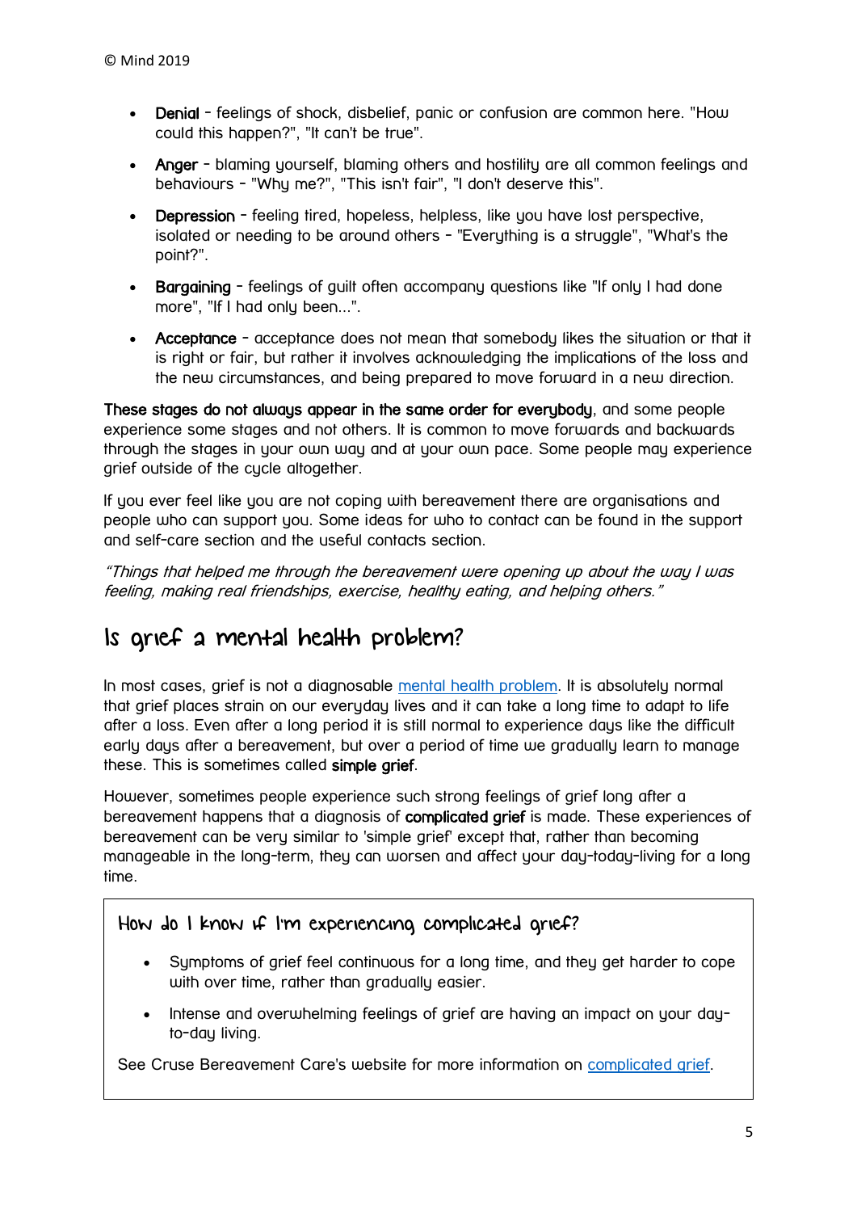- **Denial** - feelings of shock, disbelief, panic or confusion are common here. "How could this happen?", "It can't be true".
- **Anger** - blaming yourself, blaming others and hostility are all common feelings and behaviours - "Why me?", "This isn't fair", "I don't deserve this".
- **Depression** - feeling tired, hopeless, helpless, like you have lost perspective, isolated or needing to be around others - "Everything is a struggle", "What's the point?".
- **Bargaining** - feelings of guilt often accompany questions like "If only I had done more", "If I had only been...".
- **Acceptance** - acceptance does not mean that somebody likes the situation or that it is right or fair, but rather it involves acknowledging the implications of the loss and the new circumstances, and being prepared to move forward in a new direction.

**These stages do not always appear in the same order for everybody**, and some people experience some stages and not others. It is common to move forwards and backwards through the stages in your own way and at your own pace. Some people may experience grief outside of the cycle altogether.

If you ever feel like you are not coping with bereavement there are organisations and people who can support you. Some ideas for who to contact can be found in the support and self-care section and the useful contacts section.

*"Things that helped me through the bereavement were opening up about the way I was feeling, making real friendships, exercise, healthy eating, and helping others."*

## Is grief a mental health problem?

In most cases, grief is not a diagnosable mental health problem. It is absolutely normal that grief places strain on our everyday lives and it can take a long time to adapt to life after a loss. Even after a long period it is still normal to experience days like the difficult early days after a bereavement, but over a period of time we gradually learn to manage these. This is sometimes called **simple grief**.

However, sometimes people experience such strong feelings of grief long after a bereavement happens that a diagnosis of **complicated grief** is made. These experiences of bereavement can be very similar to 'simple grief' except that, rather than becoming manageable in the long-term, they can worsen and affect your day-today-living for a long time.

### How do I know if I'm experiencing complicated grief?

- Symptoms of grief feel continuous for a long time, and they get harder to cope with over time, rather than gradually easier.
- Intense and overwhelming feelings of grief are having an impact on your day-to-day living.

See Cruse Bereavement Care's website for more information on complicated grief.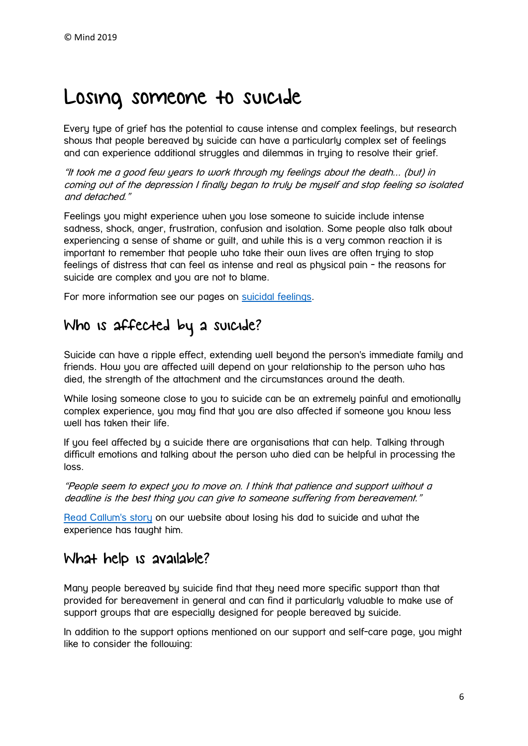# Losing someone to suicide

Every type of grief has the potential to cause intense and complex feelings, but research shows that people bereaved by suicide can have a particularly complex set of feelings and can experience additional struggles and dilemmas in trying to resolve their grief.

*"It took me a good few years to work through my feelings about the death... (but) in coming out of the depression I finally began to truly be myself and stop feeling so isolated and detached."*

Feelings you might experience when you lose someone to suicide include intense sadness, shock, anger, frustration, confusion and isolation. Some people also talk about experiencing a sense of shame or guilt, and while this is a very common reaction it is important to remember that people who take their own lives are often trying to stop feelings of distress that can feel as intense and real as physical pain - the reasons for suicide are complex and you are not to blame.

For more information see our pages on [suicidal feelings](suicidal feelings).

## Who is affected by a suicide?

Suicide can have a ripple effect, extending well beyond the person's immediate family and friends. How you are affected will depend on your relationship to the person who has died, the strength of the attachment and the circumstances around the death.

While losing someone close to you to suicide can be an extremely painful and emotionally complex experience, you may find that you are also affected if someone you know less well has taken their life.

If you feel affected by a suicide there are organisations that can help. Talking through difficult emotions and talking about the person who died can be helpful in processing the loss.

*"People seem to expect you to move on. I think that patience and support without a deadline is the best thing you can give to someone suffering from bereavement."*

[Read Callum's story](Read Callum's story) on our website about losing his dad to suicide and what the experience has taught him.

## What help is available?

Many people bereaved by suicide find that they need more specific support than that provided for bereavement in general and can find it particularly valuable to make use of support groups that are especially designed for people bereaved by suicide.

In addition to the support options mentioned on our support and self-care page, you might like to consider the following: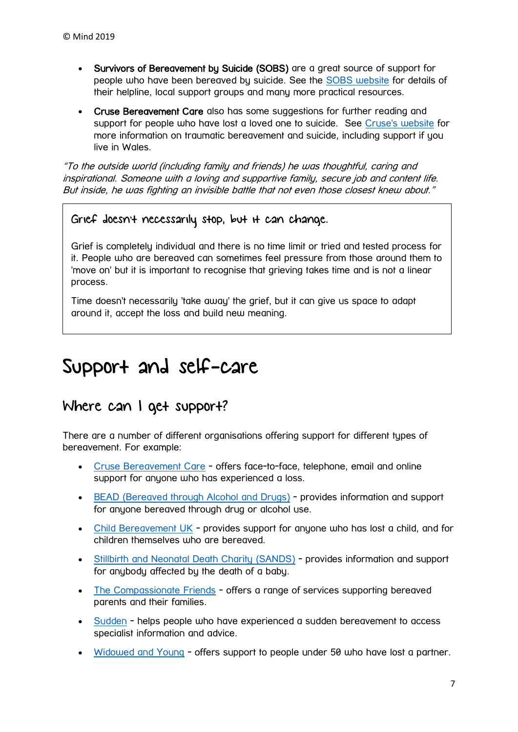- **Survivors of Bereavement by Suicide (SOBS)** are a great source of support for people who have been bereaved by suicide. See the [SOBS website](#) for details of their helpline, local support groups and many more practical resources.

- **Cruse Bereavement Care** also has some suggestions for further reading and support for people who have lost a loved one to suicide. See [Cruse's website](#) for more information on traumatic bereavement and suicide, including support if you live in Wales.

*"To the outside world (including family and friends) he was thoughtful, caring and inspirational. Someone with a loving and supportive family, secure job and content life. But inside, he was fighting an invisible battle that not even those closest knew about."*

> **Grief doesn't necessarily stop, but it can change.**
>
> Grief is completely individual and there is no time limit or tried and tested process for it. People who are bereaved can sometimes feel pressure from those around them to 'move on' but it is important to recognise that grieving takes time and is not a linear process.
>
> Time doesn't necessarily 'take away' the grief, but it can give us space to adapt around it, accept the loss and build new meaning.

# Support and self-care

## Where can I get support?

There are a number of different organisations offering support for different types of bereavement. For example:

- [Cruse Bereavement Care](#) - offers face-to-face, telephone, email and online support for anyone who has experienced a loss.
- [BEAD (Bereaved through Alcohol and Drugs)](#) - provides information and support for anyone bereaved through drug or alcohol use.
- [Child Bereavement UK](#) - provides support for anyone who has lost a child, and for children themselves who are bereaved.
- [Stillbirth and Neonatal Death Charity (SANDS)](#) - provides information and support for anybody affected by the death of a baby.
- [The Compassionate Friends](#) - offers a range of services supporting bereaved parents and their families.
- [Sudden](#) - helps people who have experienced a sudden bereavement to access specialist information and advice.
- [Widowed and Young](#) - offers support to people under 50 who have lost a partner.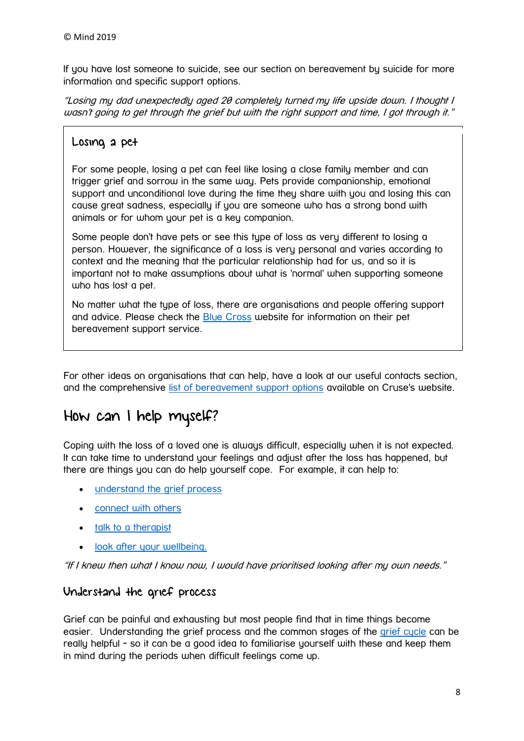If you have lost someone to suicide, see our section on bereavement by suicide for more information and specific support options.

*"Losing my dad unexpectedly aged 20 completely turned my life upside down. I thought I wasn't going to get through the grief but with the right support and time, I got through it."*

### Losing a pet

For some people, losing a pet can feel like losing a close family member and can trigger grief and sorrow in the same way. Pets provide companionship, emotional support and unconditional love during the time they share with you and losing this can cause great sadness, especially if you are someone who has a strong bond with animals or for whom your pet is a key companion.

Some people don't have pets or see this type of loss as very different to losing a person. However, the significance of a loss is very personal and varies according to context and the meaning that the particular relationship had for us, and so it is important not to make assumptions about what is 'normal' when supporting someone who has lost a pet.

No matter what the type of loss, there are organisations and people offering support and advice. Please check the Blue Cross website for information on their pet bereavement support service.

For other ideas on organisations that can help, have a look at our useful contacts section, and the comprehensive list of bereavement support options available on Cruse's website.

## How can I help myself?

Coping with the loss of a loved one is always difficult, especially when it is not expected. It can take time to understand your feelings and adjust after the loss has happened, but there are things you can do help yourself cope. For example, it can help to:

- understand the grief process
- connect with others
- talk to a therapist
- look after your wellbeing.

*"If I knew then what I know now, I would have prioritised looking after my own needs."*

### Understand the grief process

Grief can be painful and exhausting but most people find that in time things become easier. Understanding the grief process and the common stages of the grief cycle can be really helpful – so it can be a good idea to familiarise yourself with these and keep them in mind during the periods when difficult feelings come up.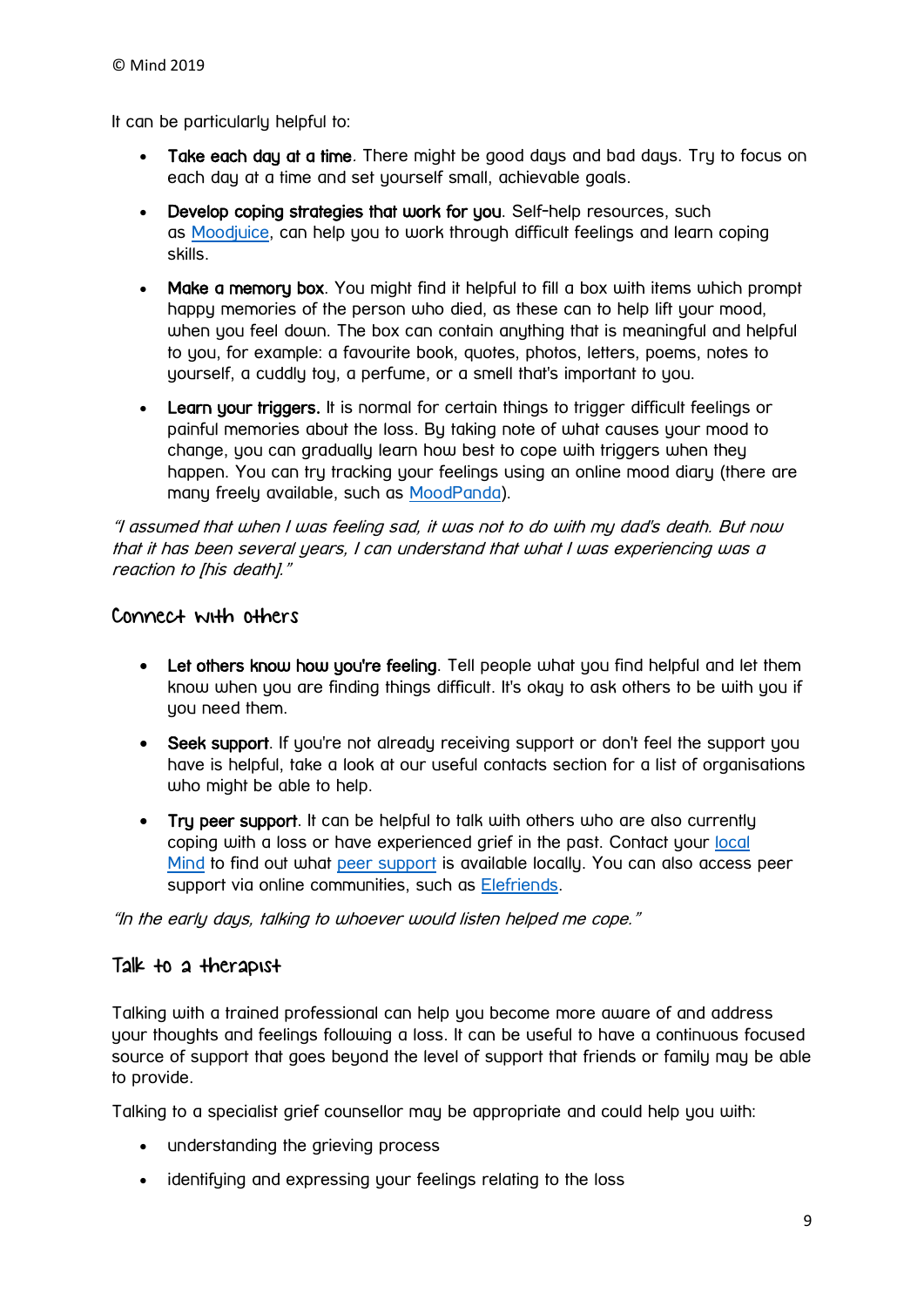© Mind 2019

It can be particularly helpful to:

- **Take each day at a time**. There might be good days and bad days. Try to focus on each day at a time and set yourself small, achievable goals.
- **Develop coping strategies that work for you**. Self-help resources, such as Moodjuice, can help you to work through difficult feelings and learn coping skills.
- **Make a memory box**. You might find it helpful to fill a box with items which prompt happy memories of the person who died, as these can to help lift your mood, when you feel down. The box can contain anything that is meaningful and helpful to you, for example: a favourite book, quotes, photos, letters, poems, notes to yourself, a cuddly toy, a perfume, or a smell that's important to you.
- **Learn your triggers.** It is normal for certain things to trigger difficult feelings or painful memories about the loss. By taking note of what causes your mood to change, you can gradually learn how best to cope with triggers when they happen. You can try tracking your feelings using an online mood diary (there are many freely available, such as MoodPanda).

*"I assumed that when I was feeling sad, it was not to do with my dad's death. But now that it has been several years, I can understand that what I was experiencing was a reaction to [his death]."*

## Connect with others

- **Let others know how you're feeling**. Tell people what you find helpful and let them know when you are finding things difficult. It's okay to ask others to be with you if you need them.
- **Seek support**. If you're not already receiving support or don't feel the support you have is helpful, take a look at our useful contacts section for a list of organisations who might be able to help.
- **Try peer support**. It can be helpful to talk with others who are also currently coping with a loss or have experienced grief in the past. Contact your local Mind to find out what peer support is available locally. You can also access peer support via online communities, such as Elefriends.

*"In the early days, talking to whoever would listen helped me cope."*

## Talk to a therapist

Talking with a trained professional can help you become more aware of and address your thoughts and feelings following a loss. It can be useful to have a continuous focused source of support that goes beyond the level of support that friends or family may be able to provide.

Talking to a specialist grief counsellor may be appropriate and could help you with:

- understanding the grieving process
- identifying and expressing your feelings relating to the loss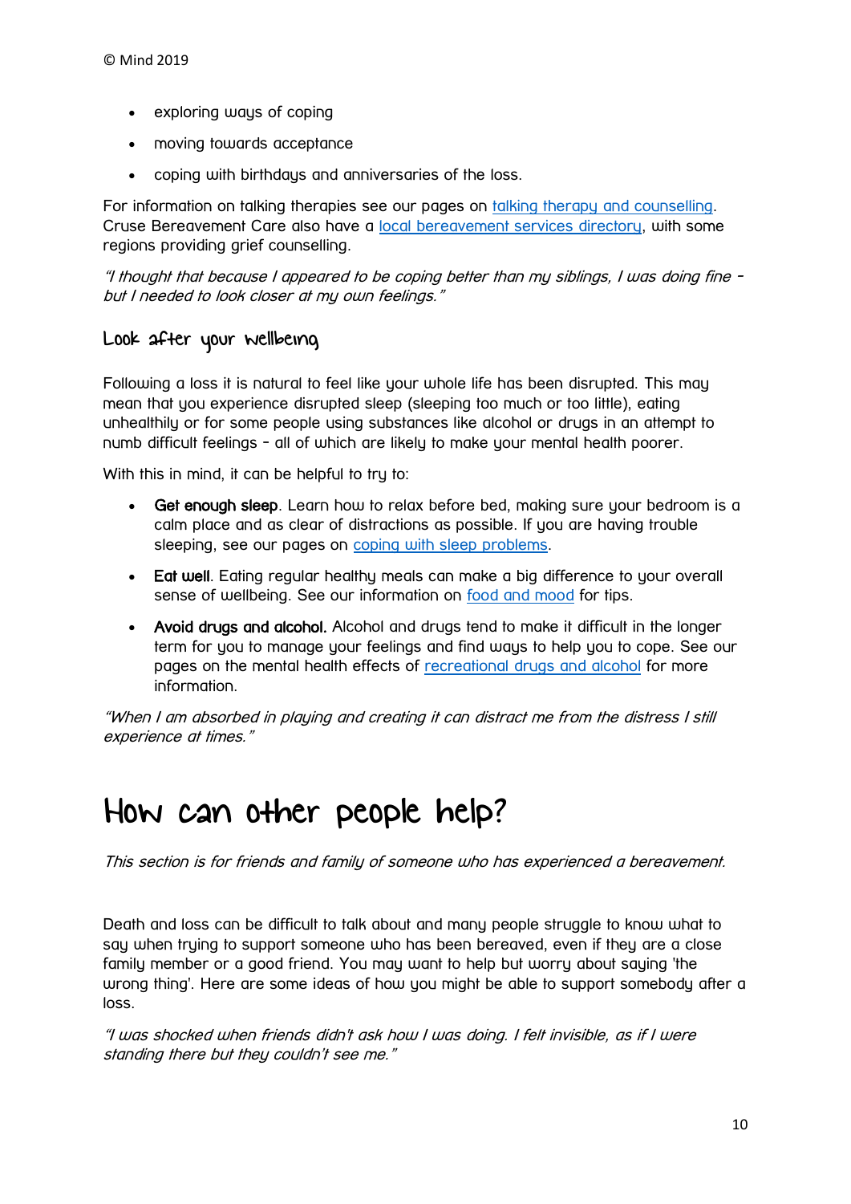- exploring ways of coping
- moving towards acceptance
- coping with birthdays and anniversaries of the loss.

For information on talking therapies see our pages on [talking therapy and counselling](). Cruse Bereavement Care also have a [local bereavement services directory](), with some regions providing grief counselling.

*"I thought that because I appeared to be coping better than my siblings, I was doing fine - but I needed to look closer at my own feelings."*

## Look after your wellbeing

Following a loss it is natural to feel like your whole life has been disrupted. This may mean that you experience disrupted sleep (sleeping too much or too little), eating unhealthily or for some people using substances like alcohol or drugs in an attempt to numb difficult feelings - all of which are likely to make your mental health poorer.

With this in mind, it can be helpful to try to:

- **Get enough sleep**. Learn how to relax before bed, making sure your bedroom is a calm place and as clear of distractions as possible. If you are having trouble sleeping, see our pages on [coping with sleep problems]().
- **Eat well**. Eating regular healthy meals can make a big difference to your overall sense of wellbeing. See our information on [food and mood]() for tips.
- **Avoid drugs and alcohol.** Alcohol and drugs tend to make it difficult in the longer term for you to manage your feelings and find ways to help you to cope. See our pages on the mental health effects of [recreational drugs and alcohol]() for more information.

*"When I am absorbed in playing and creating it can distract me from the distress I still experience at times."*

# How can other people help?

*This section is for friends and family of someone who has experienced a bereavement.*

Death and loss can be difficult to talk about and many people struggle to know what to say when trying to support someone who has been bereaved, even if they are a close family member or a good friend. You may want to help but worry about saying 'the wrong thing'. Here are some ideas of how you might be able to support somebody after a loss.

*"I was shocked when friends didn't ask how I was doing. I felt invisible, as if I were standing there but they couldn't see me."*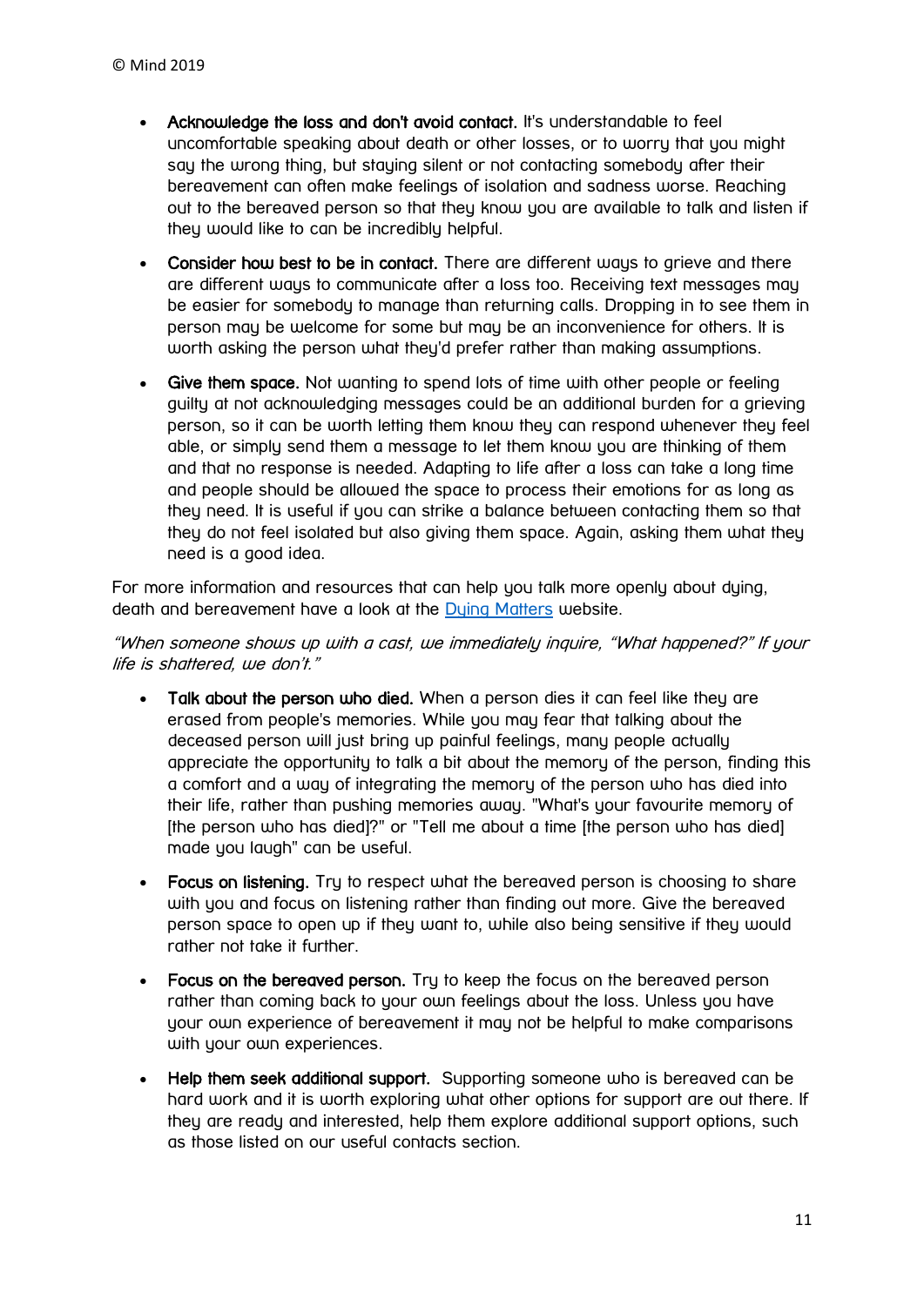- **Acknowledge the loss and don't avoid contact.** It's understandable to feel uncomfortable speaking about death or other losses, or to worry that you might say the wrong thing, but staying silent or not contacting somebody after their bereavement can often make feelings of isolation and sadness worse. Reaching out to the bereaved person so that they know you are available to talk and listen if they would like to can be incredibly helpful.

- **Consider how best to be in contact.** There are different ways to grieve and there are different ways to communicate after a loss too. Receiving text messages may be easier for somebody to manage than returning calls. Dropping in to see them in person may be welcome for some but may be an inconvenience for others. It is worth asking the person what they'd prefer rather than making assumptions.

- **Give them space.** Not wanting to spend lots of time with other people or feeling guilty at not acknowledging messages could be an additional burden for a grieving person, so it can be worth letting them know they can respond whenever they feel able, or simply send them a message to let them know you are thinking of them and that no response is needed. Adapting to life after a loss can take a long time and people should be allowed the space to process their emotions for as long as they need. It is useful if you can strike a balance between contacting them so that they do not feel isolated but also giving them space. Again, asking them what they need is a good idea.

For more information and resources that can help you talk more openly about dying, death and bereavement have a look at the [Dying Matters](https://www.dyingmatters.org/) website.

*"When someone shows up with a cast, we immediately inquire, "What happened?" If your life is shattered, we don't."*

- **Talk about the person who died.** When a person dies it can feel like they are erased from people's memories. While you may fear that talking about the deceased person will just bring up painful feelings, many people actually appreciate the opportunity to talk a bit about the memory of the person, finding this a comfort and a way of integrating the memory of the person who has died into their life, rather than pushing memories away. "What's your favourite memory of [the person who has died]?" or "Tell me about a time [the person who has died] made you laugh" can be useful.

- **Focus on listening.** Try to respect what the bereaved person is choosing to share with you and focus on listening rather than finding out more. Give the bereaved person space to open up if they want to, while also being sensitive if they would rather not take it further.

- **Focus on the bereaved person.** Try to keep the focus on the bereaved person rather than coming back to your own feelings about the loss. Unless you have your own experience of bereavement it may not be helpful to make comparisons with your own experiences.

- **Help them seek additional support.** Supporting someone who is bereaved can be hard work and it is worth exploring what other options for support are out there. If they are ready and interested, help them explore additional support options, such as those listed on our useful contacts section.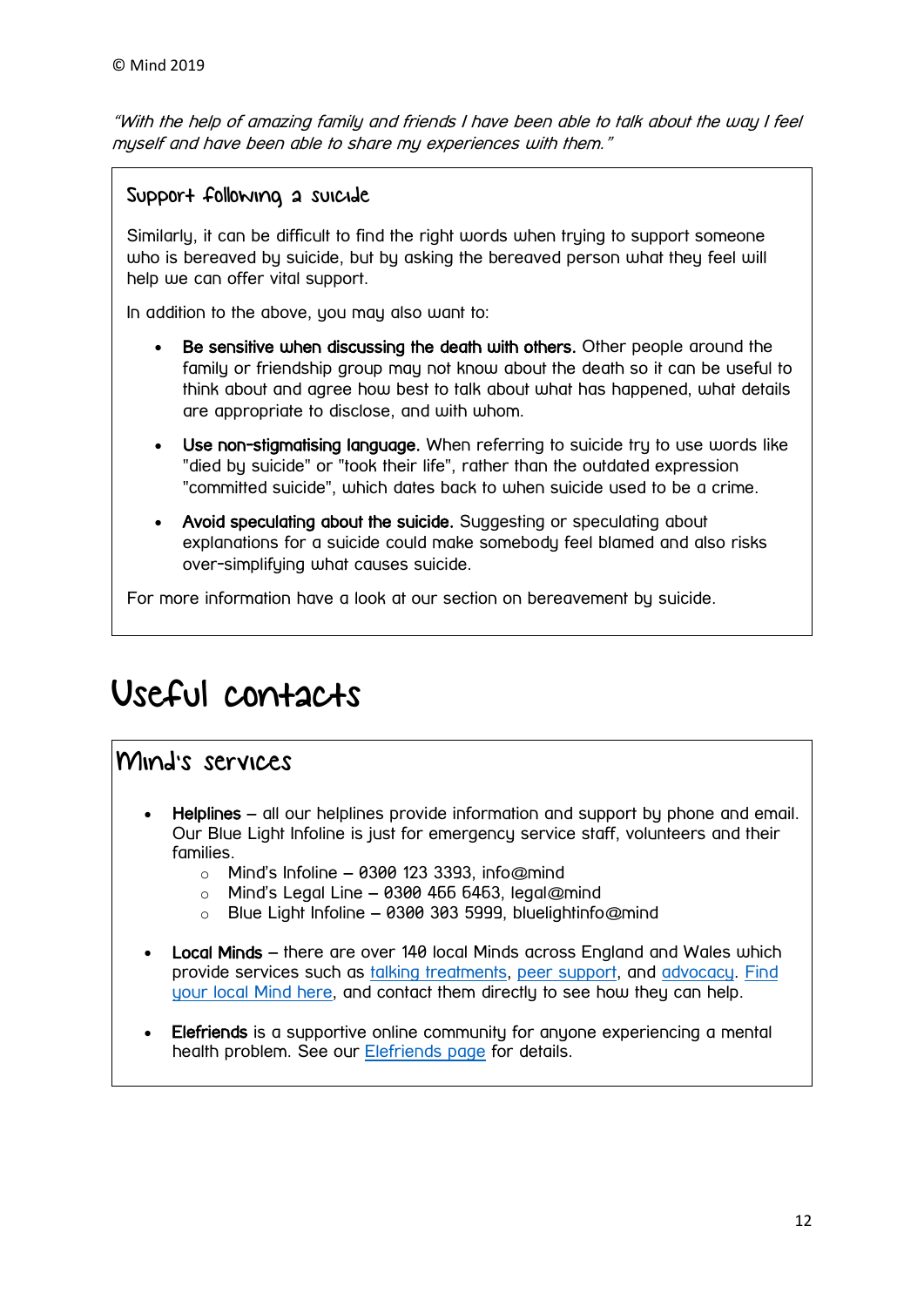© Mind 2019

*"With the help of amazing family and friends I have been able to talk about the way I feel myself and have been able to share my experiences with them."*

### Support following a suicide

Similarly, it can be difficult to find the right words when trying to support someone who is bereaved by suicide, but by asking the bereaved person what they feel will help we can offer vital support.

In addition to the above, you may also want to:

- **Be sensitive when discussing the death with others.** Other people around the family or friendship group may not know about the death so it can be useful to think about and agree how best to talk about what has happened, what details are appropriate to disclose, and with whom.
- **Use non-stigmatising language.** When referring to suicide try to use words like "died by suicide" or "took their life", rather than the outdated expression "committed suicide", which dates back to when suicide used to be a crime.
- **Avoid speculating about the suicide.** Suggesting or speculating about explanations for a suicide could make somebody feel blamed and also risks over-simplifying what causes suicide.

For more information have a look at our section on bereavement by suicide.

# Useful contacts

## Mind's services

- **Helplines** – all our helplines provide information and support by phone and email. Our Blue Light Infoline is just for emergency service staff, volunteers and their families.
  - Mind's Infoline – 0300 123 3393, info@mind
  - Mind's Legal Line – 0300 466 6463, legal@mind
  - Blue Light Infoline – 0300 303 5999, bluelightinfo@mind
- **Local Minds** – there are over 140 local Minds across England and Wales which provide services such as talking treatments, peer support, and advocacy. Find your local Mind here, and contact them directly to see how they can help.
- **Elefriends** is a supportive online community for anyone experiencing a mental health problem. See our Elefriends page for details.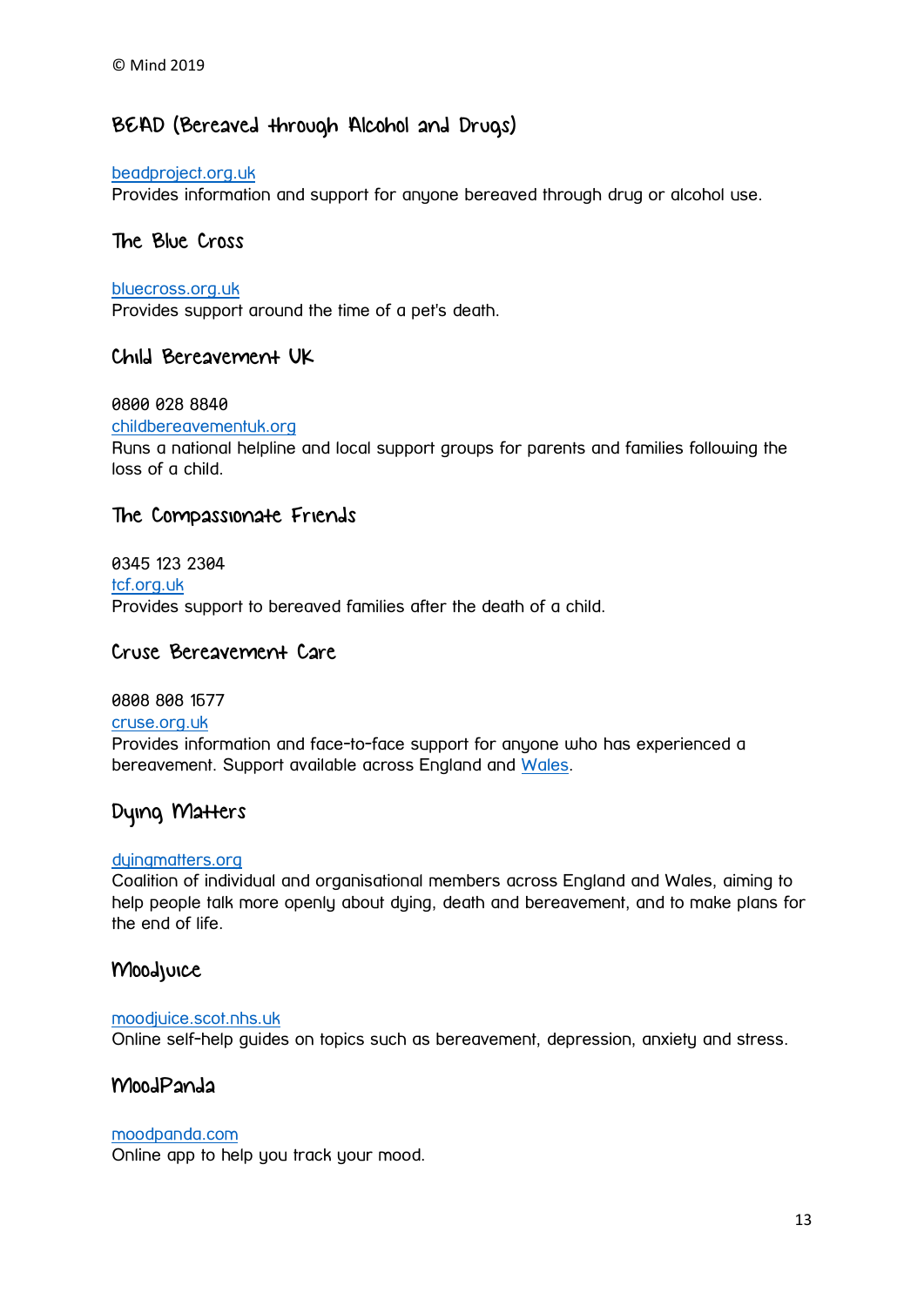© Mind 2019

## BEAD (Bereaved through Alcohol and Drugs)

beadproject.org.uk
Provides information and support for anyone bereaved through drug or alcohol use.

## The Blue Cross

bluecross.org.uk
Provides support around the time of a pet's death.

## Child Bereavement UK

0800 028 8840
childbereavementuk.org
Runs a national helpline and local support groups for parents and families following the loss of a child.

## The Compassionate Friends

0345 123 2304
tcf.org.uk
Provides support to bereaved families after the death of a child.

## Cruse Bereavement Care

0808 808 1677
cruse.org.uk
Provides information and face-to-face support for anyone who has experienced a bereavement. Support available across England and Wales.

## Dying Matters

dyingmatters.org
Coalition of individual and organisational members across England and Wales, aiming to help people talk more openly about dying, death and bereavement, and to make plans for the end of life.

## Moodjuice

moodjuice.scot.nhs.uk
Online self-help guides on topics such as bereavement, depression, anxiety and stress.

## MoodPanda

moodpanda.com
Online app to help you track your mood.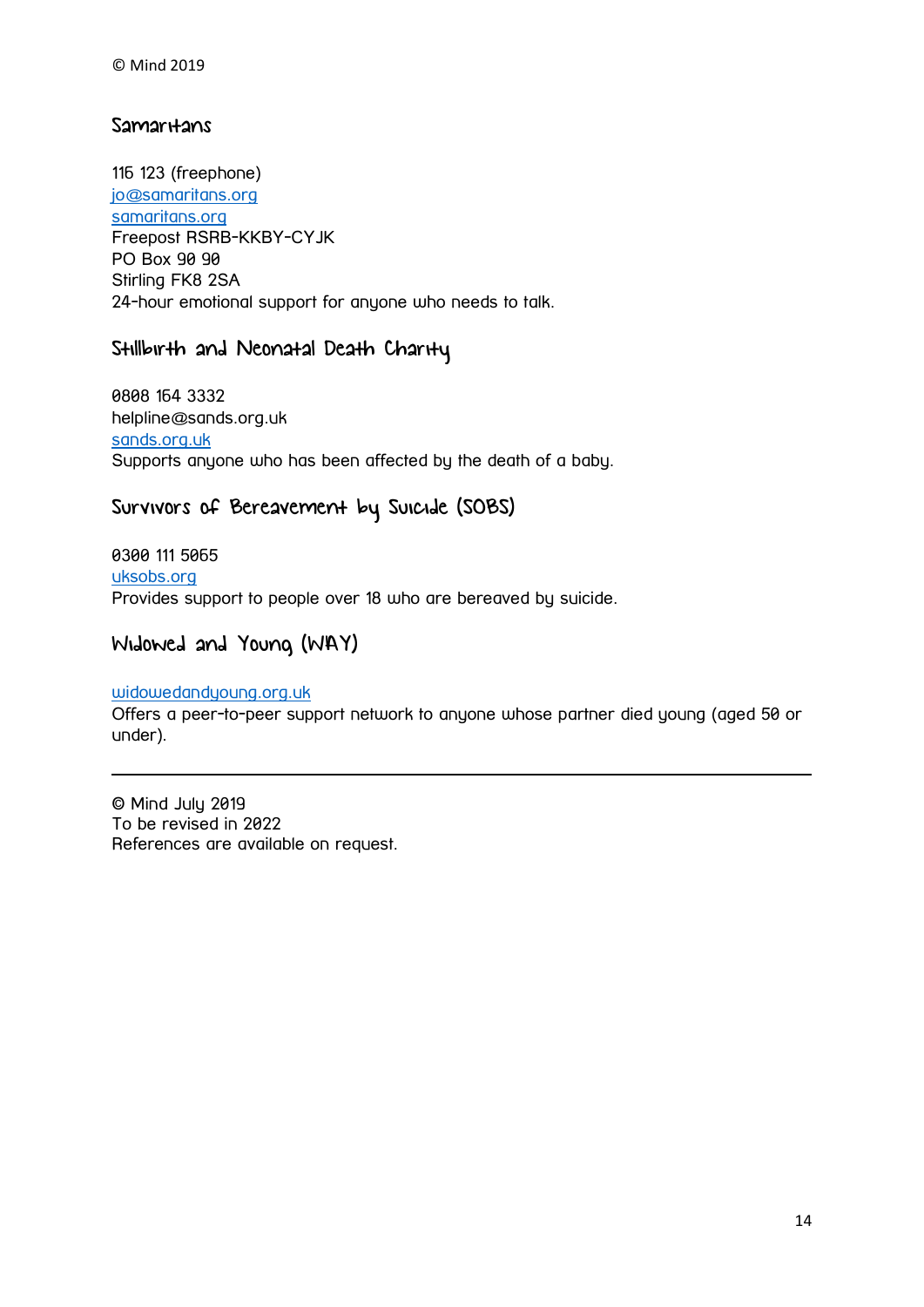© Mind 2019

### Samaritans

116 123 (freephone)
jo@samaritans.org
samaritans.org
Freepost RSRB-KKBY-CYJK
PO Box 90 90
Stirling FK8 2SA
24-hour emotional support for anyone who needs to talk.

### Stillbirth and Neonatal Death Charity

0808 164 3332
helpline@sands.org.uk
sands.org.uk
Supports anyone who has been affected by the death of a baby.

### Survivors of Bereavement by Suicide (SOBS)

0300 111 5065
uksobs.org
Provides support to people over 18 who are bereaved by suicide.

### Widowed and Young (WAY)

widowedandyoung.org.uk
Offers a peer-to-peer support network to anyone whose partner died young (aged 50 or under).

---

© Mind July 2019
To be revised in 2022
References are available on request.